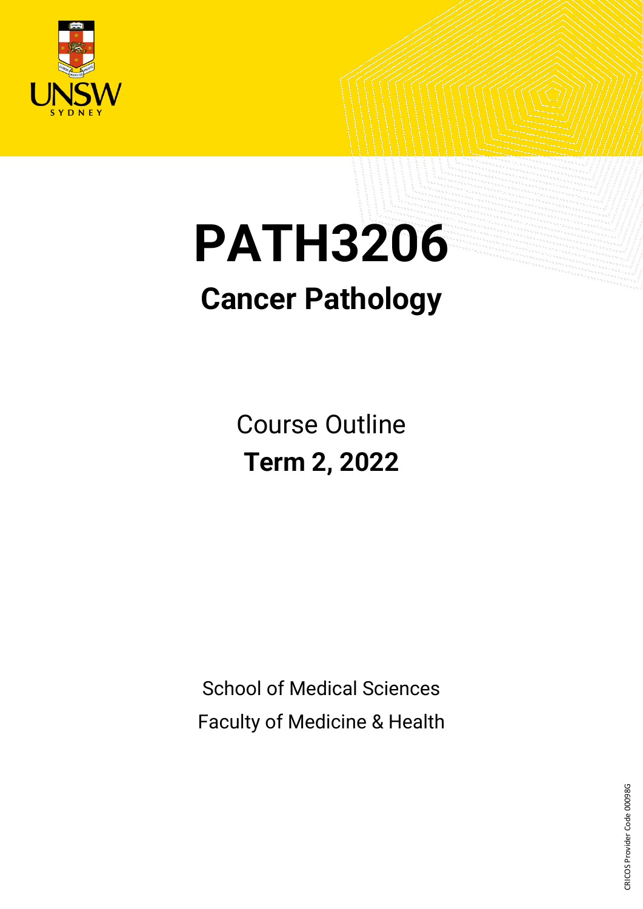# PATH3206

## Cancer Pathology

Course Outline

**Term 2, 2022**

School of Medical Sciences

Faculty of Medicine & Health

CRICOS Provider Code 00098G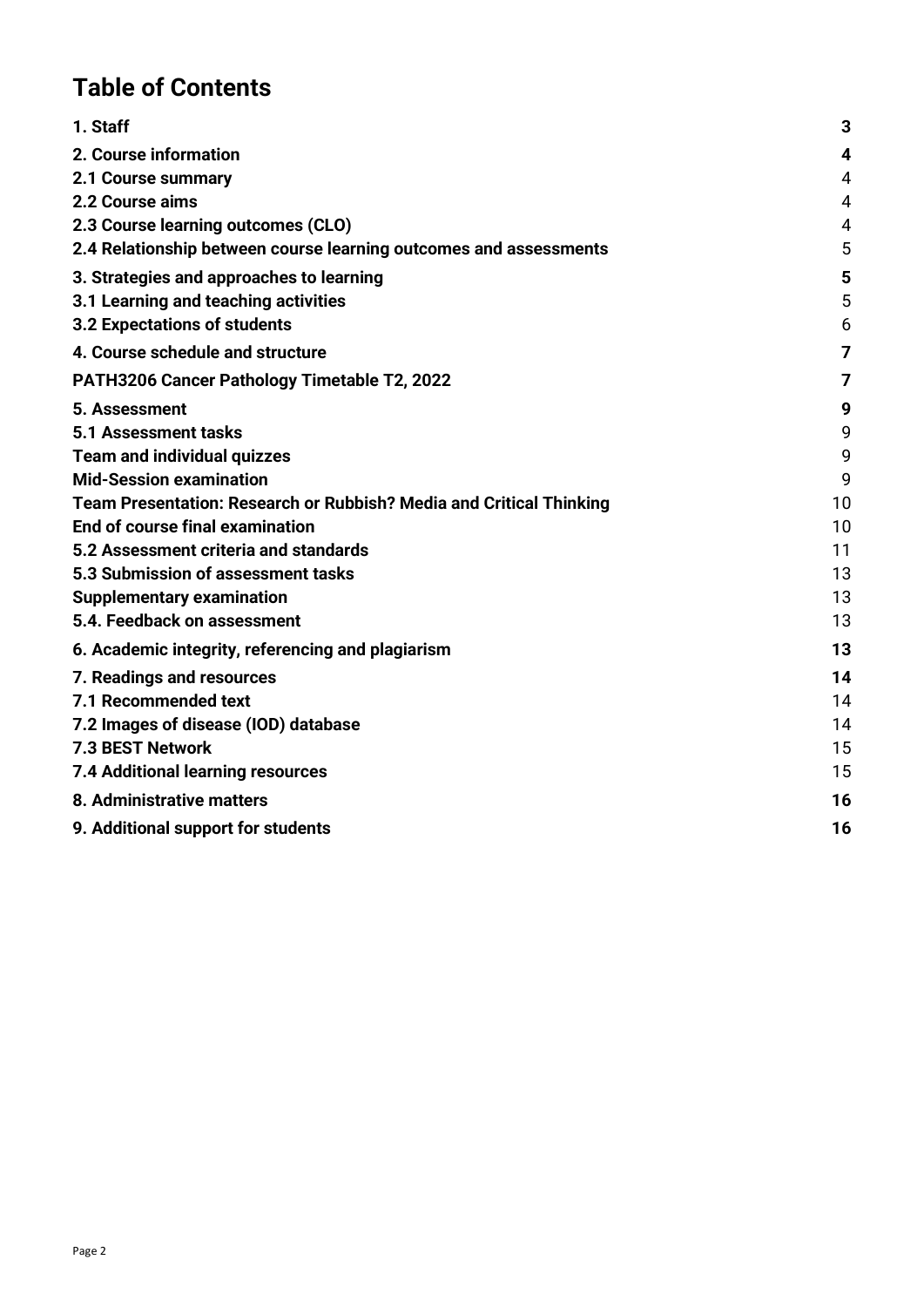# Table of Contents

| | |
|---|---|
| **1. Staff** | **3** |
| **2. Course information** | **4** |
| **2.1 Course summary** | 4 |
| **2.2 Course aims** | 4 |
| **2.3 Course learning outcomes (CLO)** | 4 |
| **2.4 Relationship between course learning outcomes and assessments** | 5 |
| **3. Strategies and approaches to learning** | **5** |
| **3.1 Learning and teaching activities** | 5 |
| **3.2 Expectations of students** | 6 |
| **4. Course schedule and structure** | **7** |
| **PATH3206 Cancer Pathology Timetable T2, 2022** | **7** |
| **5. Assessment** | **9** |
| **5.1 Assessment tasks** | 9 |
| **Team and individual quizzes** | 9 |
| **Mid-Session examination** | 9 |
| **Team Presentation: Research or Rubbish? Media and Critical Thinking** | 10 |
| **End of course final examination** | 10 |
| **5.2 Assessment criteria and standards** | 11 |
| **5.3 Submission of assessment tasks** | 13 |
| **Supplementary examination** | 13 |
| **5.4. Feedback on assessment** | 13 |
| **6. Academic integrity, referencing and plagiarism** | **13** |
| **7. Readings and resources** | **14** |
| **7.1 Recommended text** | 14 |
| **7.2 Images of disease (IOD) database** | 14 |
| **7.3 BEST Network** | 15 |
| **7.4 Additional learning resources** | 15 |
| **8. Administrative matters** | **16** |
| **9. Additional support for students** | **16** |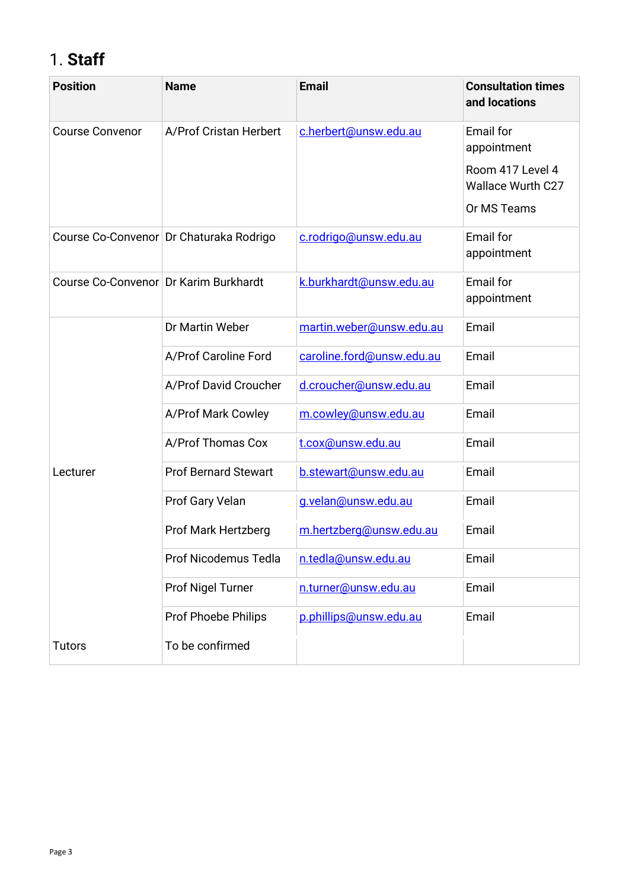# 1. **Staff**

| Position | Name | Email | Consultation times and locations |
|---|---|---|---|
| Course Convenor | A/Prof Cristan Herbert | c.herbert@unsw.edu.au | Email for appointment<br>Room 417 Level 4 Wallace Wurth C27<br>Or MS Teams |
| Course Co-Convenor | Dr Chaturaka Rodrigo | c.rodrigo@unsw.edu.au | Email for appointment |
| Course Co-Convenor | Dr Karim Burkhardt | k.burkhardt@unsw.edu.au | Email for appointment |
| Lecturer | Dr Martin Weber | martin.weber@unsw.edu.au | Email |
| | A/Prof Caroline Ford | caroline.ford@unsw.edu.au | Email |
| | A/Prof David Croucher | d.croucher@unsw.edu.au | Email |
| | A/Prof Mark Cowley | m.cowley@unsw.edu.au | Email |
| | A/Prof Thomas Cox | t.cox@unsw.edu.au | Email |
| | Prof Bernard Stewart | b.stewart@unsw.edu.au | Email |
| | Prof Gary Velan | g.velan@unsw.edu.au | Email |
| | Prof Mark Hertzberg | m.hertzberg@unsw.edu.au | Email |
| | Prof Nicodemus Tedla | n.tedla@unsw.edu.au | Email |
| | Prof Nigel Turner | n.turner@unsw.edu.au | Email |
| | Prof Phoebe Philips | p.phillips@unsw.edu.au | Email |
| Tutors | To be confirmed | | |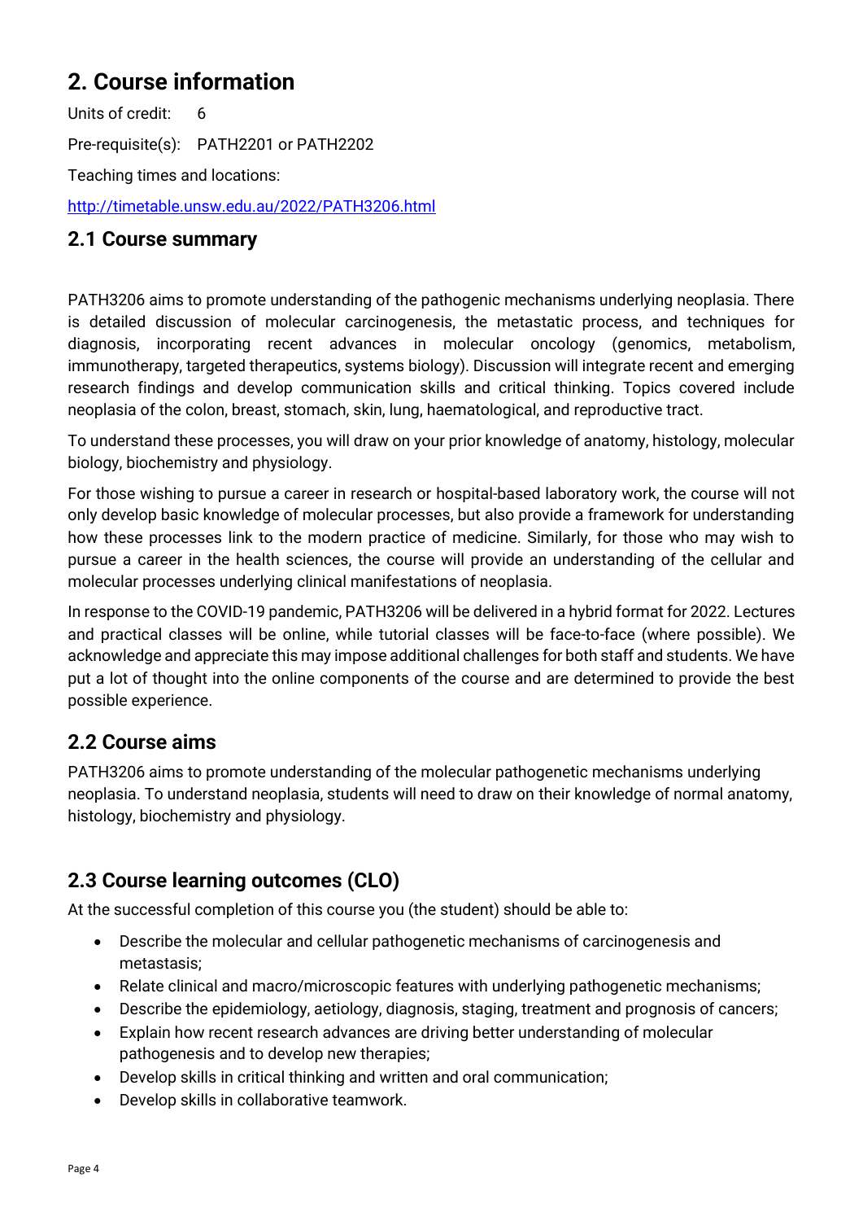# 2. Course information

Units of credit: 6

Pre-requisite(s): PATH2201 or PATH2202

Teaching times and locations:

http://timetable.unsw.edu.au/2022/PATH3206.html

## 2.1 Course summary

PATH3206 aims to promote understanding of the pathogenic mechanisms underlying neoplasia. There is detailed discussion of molecular carcinogenesis, the metastatic process, and techniques for diagnosis, incorporating recent advances in molecular oncology (genomics, metabolism, immunotherapy, targeted therapeutics, systems biology). Discussion will integrate recent and emerging research findings and develop communication skills and critical thinking. Topics covered include neoplasia of the colon, breast, stomach, skin, lung, haematological, and reproductive tract.

To understand these processes, you will draw on your prior knowledge of anatomy, histology, molecular biology, biochemistry and physiology.

For those wishing to pursue a career in research or hospital-based laboratory work, the course will not only develop basic knowledge of molecular processes, but also provide a framework for understanding how these processes link to the modern practice of medicine. Similarly, for those who may wish to pursue a career in the health sciences, the course will provide an understanding of the cellular and molecular processes underlying clinical manifestations of neoplasia.

In response to the COVID-19 pandemic, PATH3206 will be delivered in a hybrid format for 2022. Lectures and practical classes will be online, while tutorial classes will be face-to-face (where possible). We acknowledge and appreciate this may impose additional challenges for both staff and students. We have put a lot of thought into the online components of the course and are determined to provide the best possible experience.

## 2.2 Course aims

PATH3206 aims to promote understanding of the molecular pathogenetic mechanisms underlying neoplasia. To understand neoplasia, students will need to draw on their knowledge of normal anatomy, histology, biochemistry and physiology.

## 2.3 Course learning outcomes (CLO)

At the successful completion of this course you (the student) should be able to:

- Describe the molecular and cellular pathogenetic mechanisms of carcinogenesis and metastasis;
- Relate clinical and macro/microscopic features with underlying pathogenetic mechanisms;
- Describe the epidemiology, aetiology, diagnosis, staging, treatment and prognosis of cancers;
- Explain how recent research advances are driving better understanding of molecular pathogenesis and to develop new therapies;
- Develop skills in critical thinking and written and oral communication;
- Develop skills in collaborative teamwork.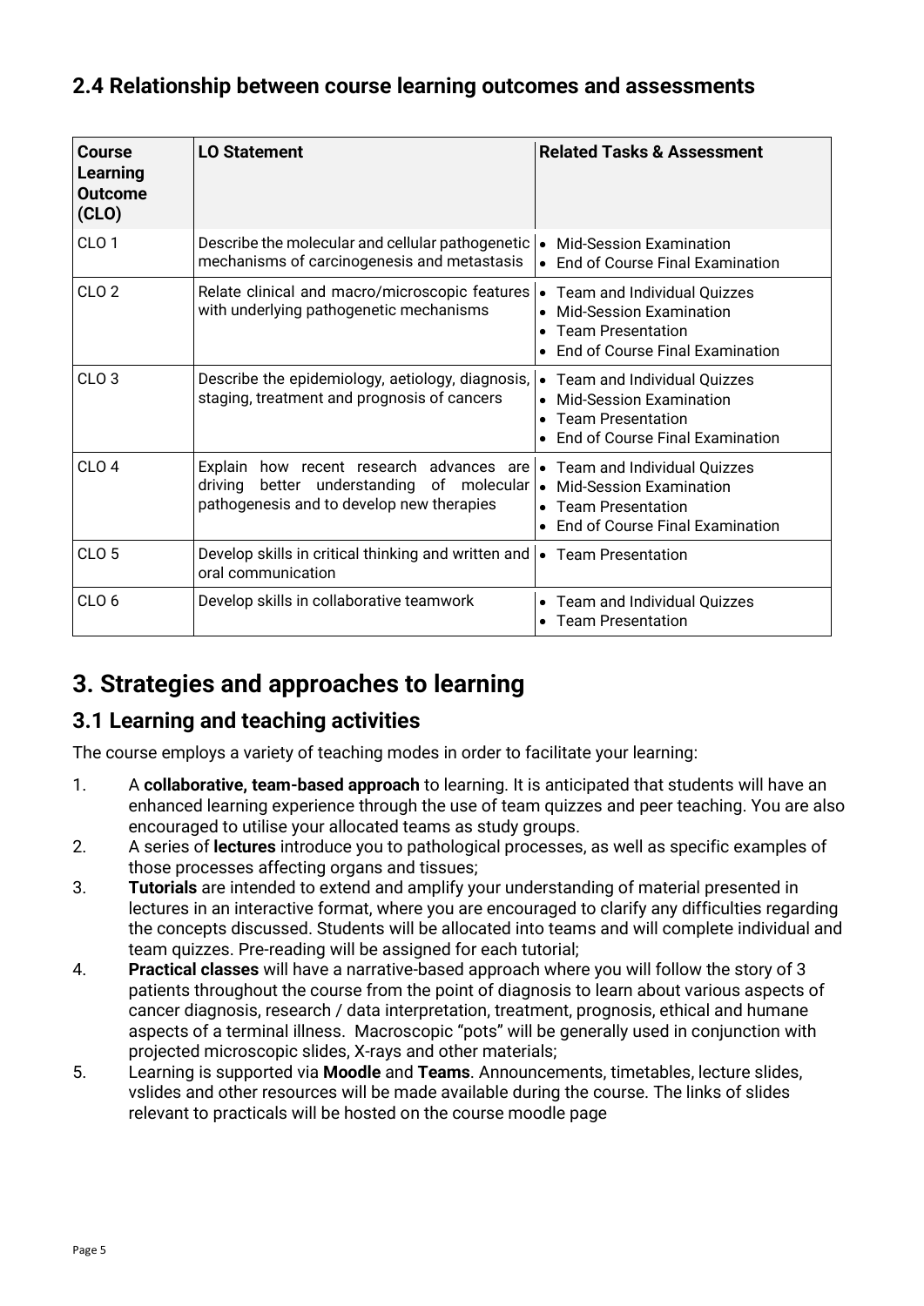## 2.4 Relationship between course learning outcomes and assessments

| Course Learning Outcome (CLO) | LO Statement | Related Tasks & Assessment |
|---|---|---|
| CLO 1 | Describe the molecular and cellular pathogenetic mechanisms of carcinogenesis and metastasis | • Mid-Session Examination<br>• End of Course Final Examination |
| CLO 2 | Relate clinical and macro/microscopic features with underlying pathogenetic mechanisms | • Team and Individual Quizzes<br>• Mid-Session Examination<br>• Team Presentation<br>• End of Course Final Examination |
| CLO 3 | Describe the epidemiology, aetiology, diagnosis, staging, treatment and prognosis of cancers | • Team and Individual Quizzes<br>• Mid-Session Examination<br>• Team Presentation<br>• End of Course Final Examination |
| CLO 4 | Explain how recent research advances are driving better understanding of molecular pathogenesis and to develop new therapies | • Team and Individual Quizzes<br>• Mid-Session Examination<br>• Team Presentation<br>• End of Course Final Examination |
| CLO 5 | Develop skills in critical thinking and written and oral communication | • Team Presentation |
| CLO 6 | Develop skills in collaborative teamwork | • Team and Individual Quizzes<br>• Team Presentation |

# 3. Strategies and approaches to learning

## 3.1 Learning and teaching activities

The course employs a variety of teaching modes in order to facilitate your learning:

1. A **collaborative, team-based approach** to learning. It is anticipated that students will have an enhanced learning experience through the use of team quizzes and peer teaching. You are also encouraged to utilise your allocated teams as study groups.
2. A series of **lectures** introduce you to pathological processes, as well as specific examples of those processes affecting organs and tissues;
3. **Tutorials** are intended to extend and amplify your understanding of material presented in lectures in an interactive format, where you are encouraged to clarify any difficulties regarding the concepts discussed. Students will be allocated into teams and will complete individual and team quizzes. Pre-reading will be assigned for each tutorial;
4. **Practical classes** will have a narrative-based approach where you will follow the story of 3 patients throughout the course from the point of diagnosis to learn about various aspects of cancer diagnosis, research / data interpretation, treatment, prognosis, ethical and humane aspects of a terminal illness. Macroscopic "pots" will be generally used in conjunction with projected microscopic slides, X-rays and other materials;
5. Learning is supported via **Moodle** and **Teams**. Announcements, timetables, lecture slides, vslides and other resources will be made available during the course. The links of slides relevant to practicals will be hosted on the course moodle page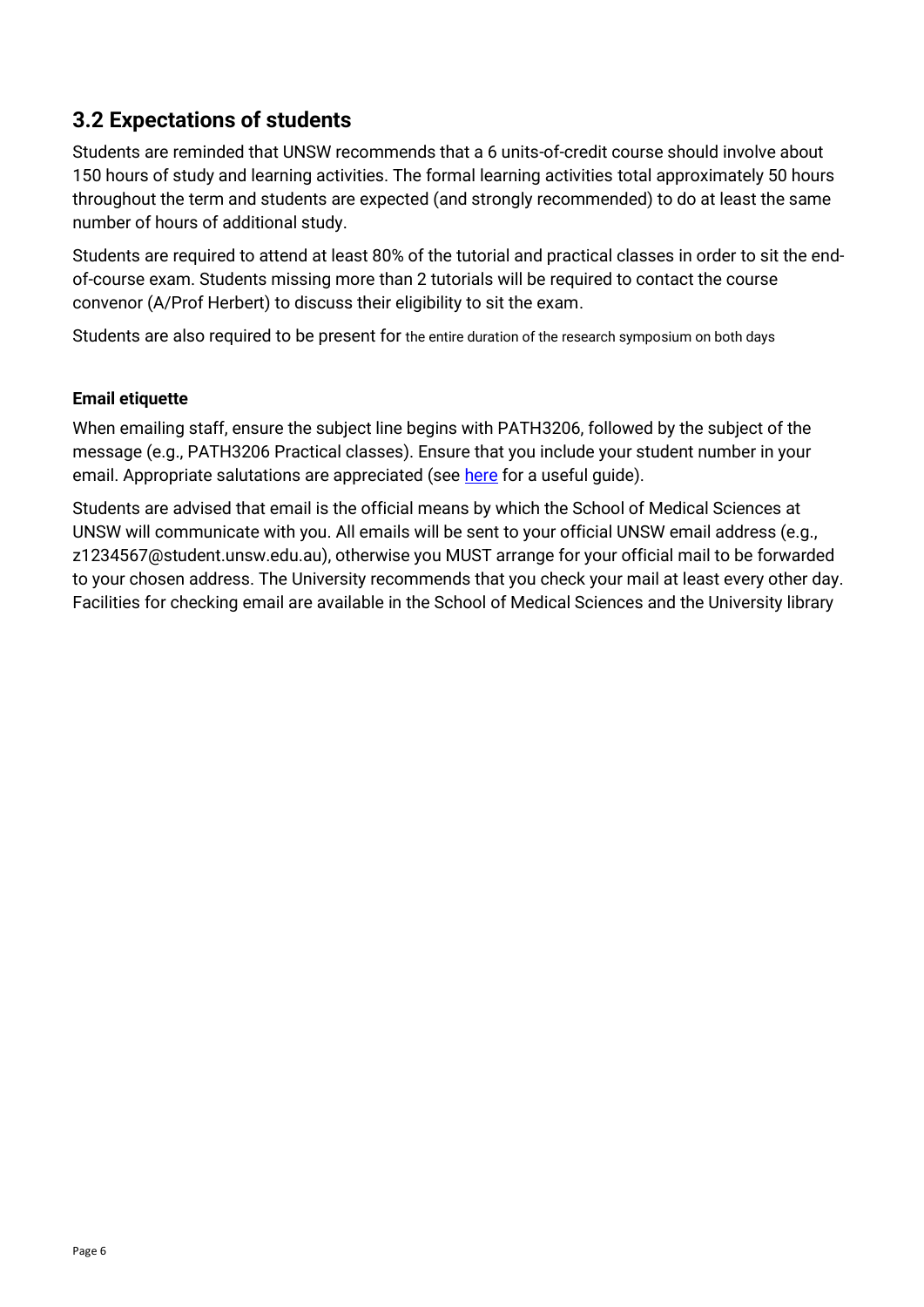## 3.2 Expectations of students

Students are reminded that UNSW recommends that a 6 units-of-credit course should involve about 150 hours of study and learning activities. The formal learning activities total approximately 50 hours throughout the term and students are expected (and strongly recommended) to do at least the same number of hours of additional study.

Students are required to attend at least 80% of the tutorial and practical classes in order to sit the end-of-course exam. Students missing more than 2 tutorials will be required to contact the course convenor (A/Prof Herbert) to discuss their eligibility to sit the exam.

Students are also required to be present for the entire duration of the research symposium on both days

**Email etiquette**

When emailing staff, ensure the subject line begins with PATH3206, followed by the subject of the message (e.g., PATH3206 Practical classes). Ensure that you include your student number in your email. Appropriate salutations are appreciated (see here for a useful guide).

Students are advised that email is the official means by which the School of Medical Sciences at UNSW will communicate with you. All emails will be sent to your official UNSW email address (e.g., z1234567@student.unsw.edu.au), otherwise you MUST arrange for your official mail to be forwarded to your chosen address. The University recommends that you check your mail at least every other day. Facilities for checking email are available in the School of Medical Sciences and the University library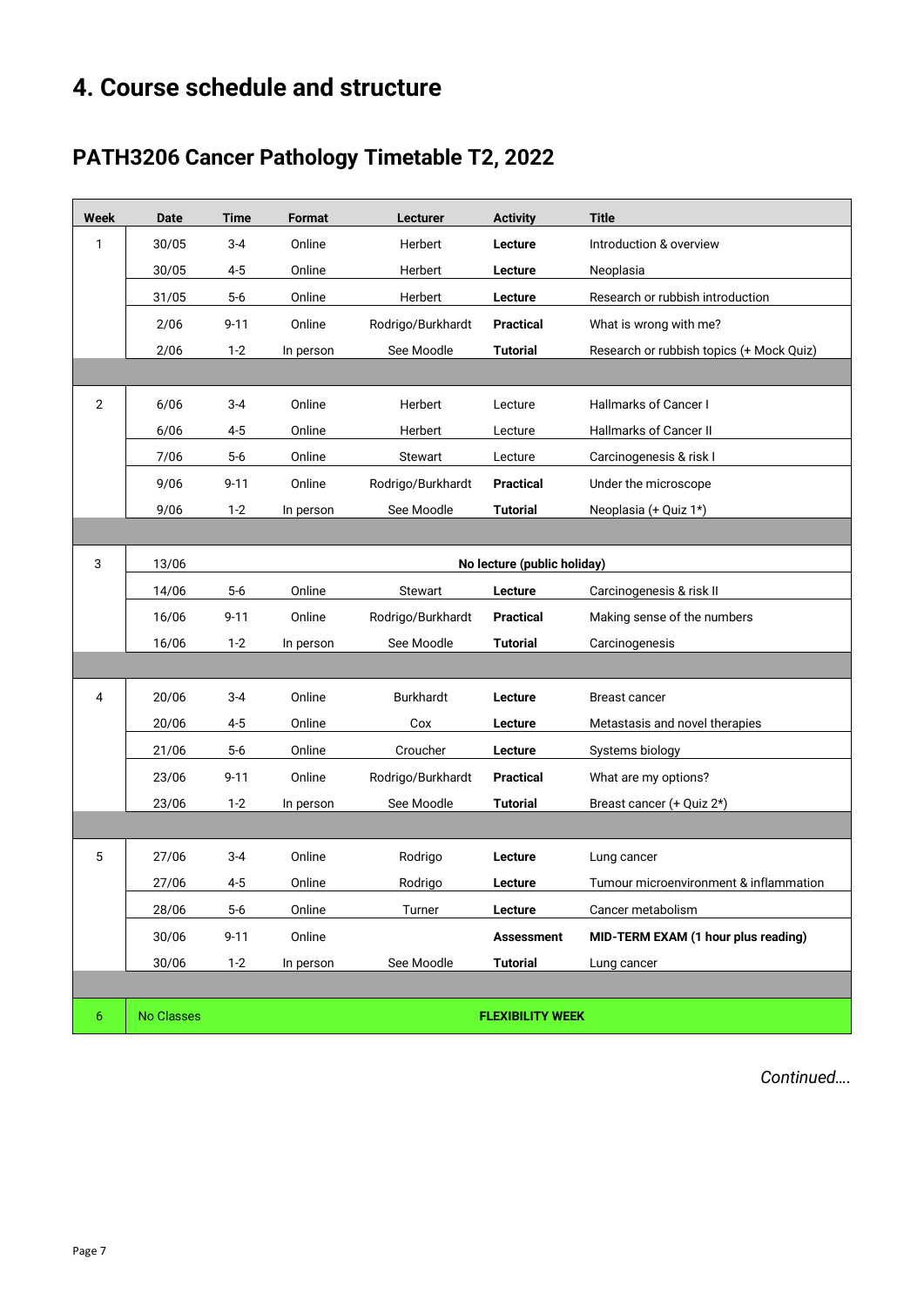# 4. Course schedule and structure

## PATH3206 Cancer Pathology Timetable T2, 2022

| Week | Date | Time | Format | Lecturer | Activity | Title |
|---|---|---|---|---|---|---|
| 1 | 30/05 | 3-4 | Online | Herbert | **Lecture** | Introduction & overview |
| | 30/05 | 4-5 | Online | Herbert | **Lecture** | Neoplasia |
| | 31/05 | 5-6 | Online | Herbert | **Lecture** | Research or rubbish introduction |
| | 2/06 | 9-11 | Online | Rodrigo/Burkhardt | **Practical** | What is wrong with me? |
| | 2/06 | 1-2 | In person | See Moodle | **Tutorial** | Research or rubbish topics (+ Mock Quiz) |
| | | | | | | |
| 2 | 6/06 | 3-4 | Online | Herbert | Lecture | Hallmarks of Cancer I |
| | 6/06 | 4-5 | Online | Herbert | Lecture | Hallmarks of Cancer II |
| | 7/06 | 5-6 | Online | Stewart | Lecture | Carcinogenesis & risk I |
| | 9/06 | 9-11 | Online | Rodrigo/Burkhardt | **Practical** | Under the microscope |
| | 9/06 | 1-2 | In person | See Moodle | **Tutorial** | Neoplasia (+ Quiz 1*) |
| | | | | | | |
| 3 | 13/06 | | | | **No lecture (public holiday)** | |
| | 14/06 | 5-6 | Online | Stewart | **Lecture** | Carcinogenesis & risk II |
| | 16/06 | 9-11 | Online | Rodrigo/Burkhardt | **Practical** | Making sense of the numbers |
| | 16/06 | 1-2 | In person | See Moodle | **Tutorial** | Carcinogenesis |
| | | | | | | |
| 4 | 20/06 | 3-4 | Online | Burkhardt | **Lecture** | Breast cancer |
| | 20/06 | 4-5 | Online | Cox | **Lecture** | Metastasis and novel therapies |
| | 21/06 | 5-6 | Online | Croucher | **Lecture** | Systems biology |
| | 23/06 | 9-11 | Online | Rodrigo/Burkhardt | **Practical** | What are my options? |
| | 23/06 | 1-2 | In person | See Moodle | **Tutorial** | Breast cancer (+ Quiz 2*) |
| | | | | | | |
| 5 | 27/06 | 3-4 | Online | Rodrigo | **Lecture** | Lung cancer |
| | 27/06 | 4-5 | Online | Rodrigo | **Lecture** | Tumour microenvironment & inflammation |
| | 28/06 | 5-6 | Online | Turner | **Lecture** | Cancer metabolism |
| | 30/06 | 9-11 | Online | | **Assessment** | **MID-TERM EXAM (1 hour plus reading)** |
| | 30/06 | 1-2 | In person | See Moodle | **Tutorial** | Lung cancer |
| | | | | | | |
| 6 | No Classes | | | | **FLEXIBILITY WEEK** | |

*Continued….*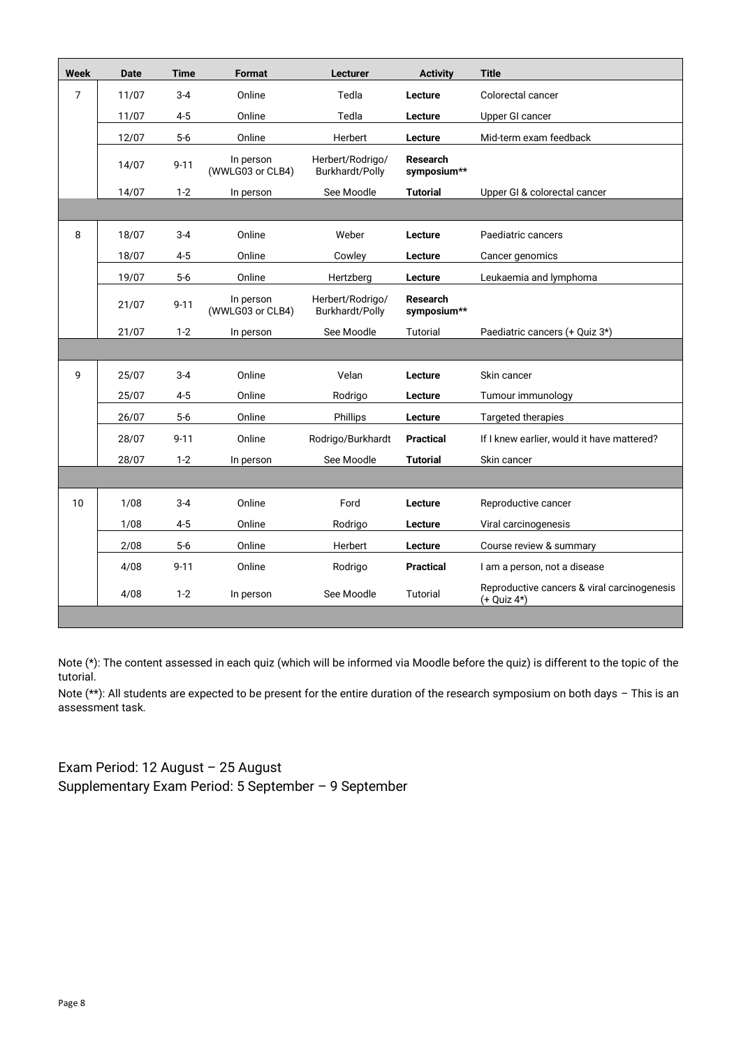| Week | Date | Time | Format | Lecturer | Activity | Title |
|---|---|---|---|---|---|---|
| 7 | 11/07 | 3-4 | Online | Tedla | **Lecture** | Colorectal cancer |
| | 11/07 | 4-5 | Online | Tedla | **Lecture** | Upper GI cancer |
| | 12/07 | 5-6 | Online | Herbert | **Lecture** | Mid-term exam feedback |
| | 14/07 | 9-11 | In person (WWLG03 or CLB4) | Herbert/Rodrigo/ Burkhardt/Polly | **Research symposium**** | |
| | 14/07 | 1-2 | In person | See Moodle | **Tutorial** | Upper GI & colorectal cancer |
| | | | | | | |
| 8 | 18/07 | 3-4 | Online | Weber | **Lecture** | Paediatric cancers |
| | 18/07 | 4-5 | Online | Cowley | **Lecture** | Cancer genomics |
| | 19/07 | 5-6 | Online | Hertzberg | **Lecture** | Leukaemia and lymphoma |
| | 21/07 | 9-11 | In person (WWLG03 or CLB4) | Herbert/Rodrigo/ Burkhardt/Polly | **Research symposium**** | |
| | 21/07 | 1-2 | In person | See Moodle | Tutorial | Paediatric cancers (+ Quiz 3*) |
| | | | | | | |
| 9 | 25/07 | 3-4 | Online | Velan | **Lecture** | Skin cancer |
| | 25/07 | 4-5 | Online | Rodrigo | **Lecture** | Tumour immunology |
| | 26/07 | 5-6 | Online | Phillips | **Lecture** | Targeted therapies |
| | 28/07 | 9-11 | Online | Rodrigo/Burkhardt | **Practical** | If I knew earlier, would it have mattered? |
| | 28/07 | 1-2 | In person | See Moodle | **Tutorial** | Skin cancer |
| | | | | | | |
| 10 | 1/08 | 3-4 | Online | Ford | **Lecture** | Reproductive cancer |
| | 1/08 | 4-5 | Online | Rodrigo | **Lecture** | Viral carcinogenesis |
| | 2/08 | 5-6 | Online | Herbert | **Lecture** | Course review & summary |
| | 4/08 | 9-11 | Online | Rodrigo | **Practical** | I am a person, not a disease |
| | 4/08 | 1-2 | In person | See Moodle | Tutorial | Reproductive cancers & viral carcinogenesis (+ Quiz 4*) |

Note (*): The content assessed in each quiz (which will be informed via Moodle before the quiz) is different to the topic of the tutorial.

Note (**): All students are expected to be present for the entire duration of the research symposium on both days – This is an assessment task.

Exam Period: 12 August – 25 August

Supplementary Exam Period: 5 September – 9 September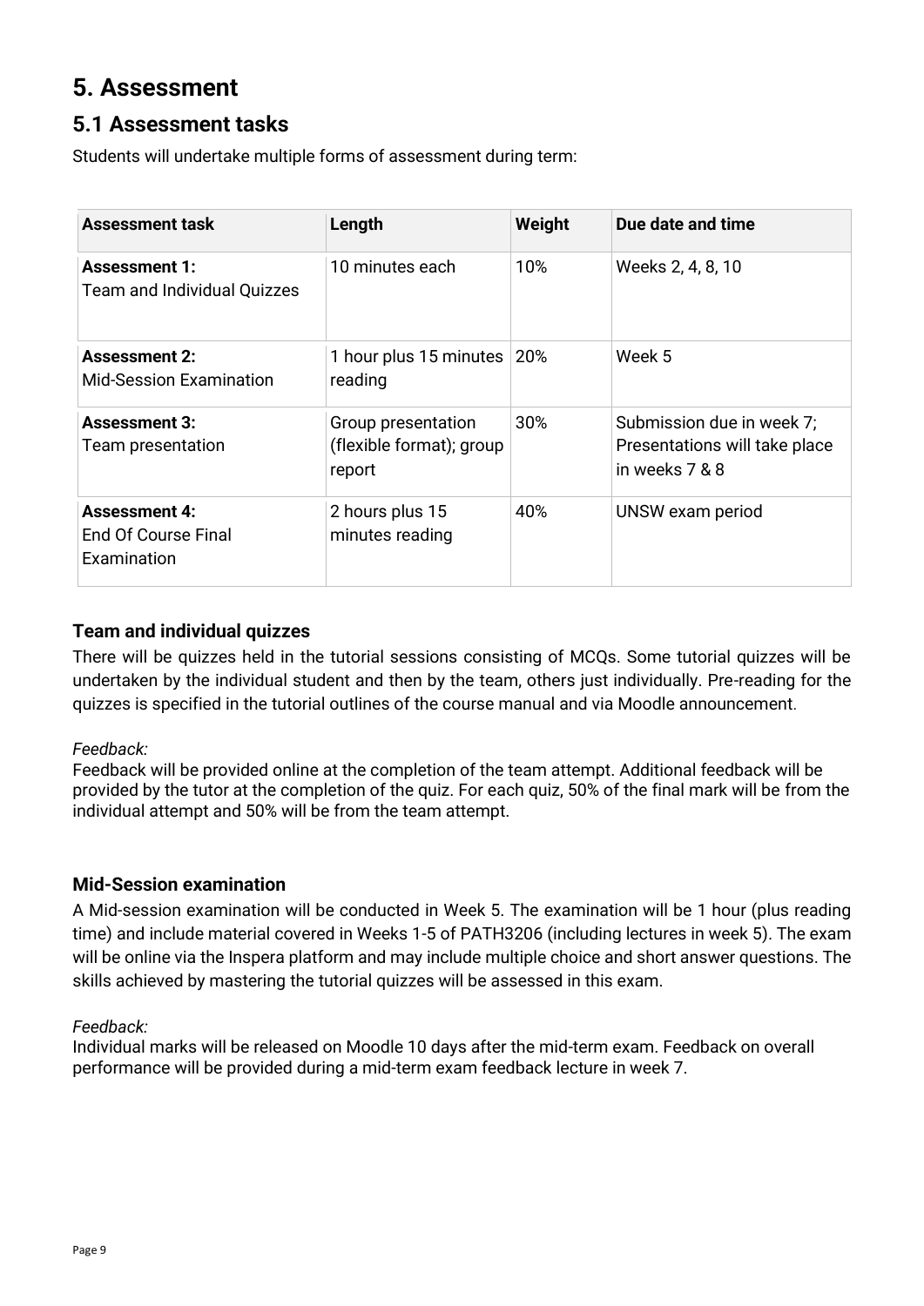# 5. Assessment

## 5.1 Assessment tasks

Students will undertake multiple forms of assessment during term:

| Assessment task | Length | Weight | Due date and time |
|---|---|---|---|
| **Assessment 1:** Team and Individual Quizzes | 10 minutes each | 10% | Weeks 2, 4, 8, 10 |
| **Assessment 2:** Mid-Session Examination | 1 hour plus 15 minutes reading | 20% | Week 5 |
| **Assessment 3:** Team presentation | Group presentation (flexible format); group report | 30% | Submission due in week 7; Presentations will take place in weeks 7 & 8 |
| **Assessment 4:** End Of Course Final Examination | 2 hours plus 15 minutes reading | 40% | UNSW exam period |

### Team and individual quizzes

There will be quizzes held in the tutorial sessions consisting of MCQs. Some tutorial quizzes will be undertaken by the individual student and then by the team, others just individually. Pre-reading for the quizzes is specified in the tutorial outlines of the course manual and via Moodle announcement.

*Feedback:*
Feedback will be provided online at the completion of the team attempt. Additional feedback will be provided by the tutor at the completion of the quiz. For each quiz, 50% of the final mark will be from the individual attempt and 50% will be from the team attempt.

### Mid-Session examination

A Mid-session examination will be conducted in Week 5. The examination will be 1 hour (plus reading time) and include material covered in Weeks 1-5 of PATH3206 (including lectures in week 5). The exam will be online via the Inspera platform and may include multiple choice and short answer questions. The skills achieved by mastering the tutorial quizzes will be assessed in this exam.

*Feedback:*
Individual marks will be released on Moodle 10 days after the mid-term exam. Feedback on overall performance will be provided during a mid-term exam feedback lecture in week 7.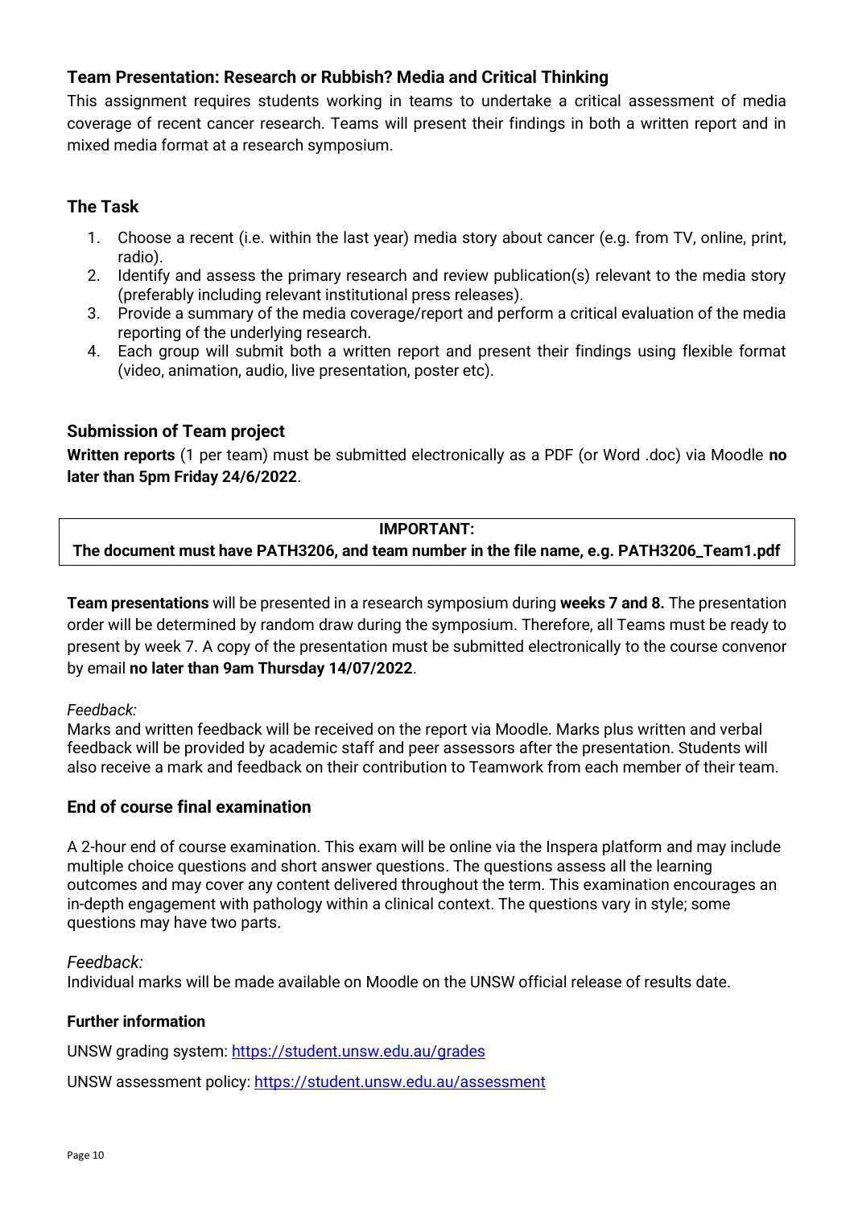### Team Presentation: Research or Rubbish? Media and Critical Thinking

This assignment requires students working in teams to undertake a critical assessment of media coverage of recent cancer research. Teams will present their findings in both a written report and in mixed media format at a research symposium.

### The Task

1. Choose a recent (i.e. within the last year) media story about cancer (e.g. from TV, online, print, radio).
2. Identify and assess the primary research and review publication(s) relevant to the media story (preferably including relevant institutional press releases).
3. Provide a summary of the media coverage/report and perform a critical evaluation of the media reporting of the underlying research.
4. Each group will submit both a written report and present their findings using flexible format (video, animation, audio, live presentation, poster etc).

### Submission of Team project

**Written reports** (1 per team) must be submitted electronically as a PDF (or Word .doc) via Moodle **no later than 5pm Friday 24/6/2022**.

> **IMPORTANT:**
> **The document must have PATH3206, and team number in the file name, e.g. PATH3206_Team1.pdf**

**Team presentations** will be presented in a research symposium during **weeks 7 and 8.** The presentation order will be determined by random draw during the symposium. Therefore, all Teams must be ready to present by week 7. A copy of the presentation must be submitted electronically to the course convenor by email **no later than 9am Thursday 14/07/2022**.

*Feedback:*
Marks and written feedback will be received on the report via Moodle. Marks plus written and verbal feedback will be provided by academic staff and peer assessors after the presentation. Students will also receive a mark and feedback on their contribution to Teamwork from each member of their team.

### End of course final examination

A 2-hour end of course examination. This exam will be online via the Inspera platform and may include multiple choice questions and short answer questions. The questions assess all the learning outcomes and may cover any content delivered throughout the term. This examination encourages an in-depth engagement with pathology within a clinical context. The questions vary in style; some questions may have two parts.

*Feedback:*
Individual marks will be made available on Moodle on the UNSW official release of results date.

#### Further information

UNSW grading system: https://student.unsw.edu.au/grades

UNSW assessment policy: https://student.unsw.edu.au/assessment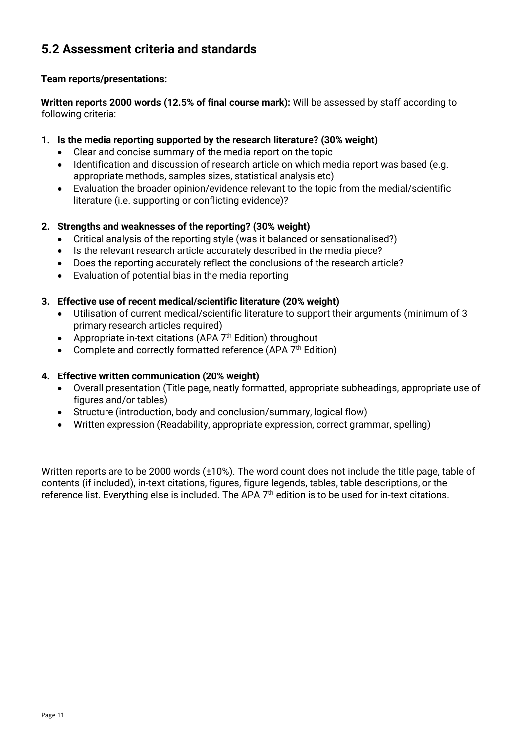## 5.2 Assessment criteria and standards

**Team reports/presentations:**

**Written reports 2000 words (12.5% of final course mark):** Will be assessed by staff according to following criteria:

1. **Is the media reporting supported by the research literature? (30% weight)**
    - Clear and concise summary of the media report on the topic
    - Identification and discussion of research article on which media report was based (e.g. appropriate methods, samples sizes, statistical analysis etc)
    - Evaluation the broader opinion/evidence relevant to the topic from the medial/scientific literature (i.e. supporting or conflicting evidence)?

2. **Strengths and weaknesses of the reporting? (30% weight)**
    - Critical analysis of the reporting style (was it balanced or sensationalised?)
    - Is the relevant research article accurately described in the media piece?
    - Does the reporting accurately reflect the conclusions of the research article?
    - Evaluation of potential bias in the media reporting

3. **Effective use of recent medical/scientific literature (20% weight)**
    - Utilisation of current medical/scientific literature to support their arguments (minimum of 3 primary research articles required)
    - Appropriate in-text citations (APA 7th Edition) throughout
    - Complete and correctly formatted reference (APA 7th Edition)

4. **Effective written communication (20% weight)**
    - Overall presentation (Title page, neatly formatted, appropriate subheadings, appropriate use of figures and/or tables)
    - Structure (introduction, body and conclusion/summary, logical flow)
    - Written expression (Readability, appropriate expression, correct grammar, spelling)

Written reports are to be 2000 words (±10%). The word count does not include the title page, table of contents (if included), in-text citations, figures, figure legends, tables, table descriptions, or the reference list. Everything else is included. The APA 7th edition is to be used for in-text citations.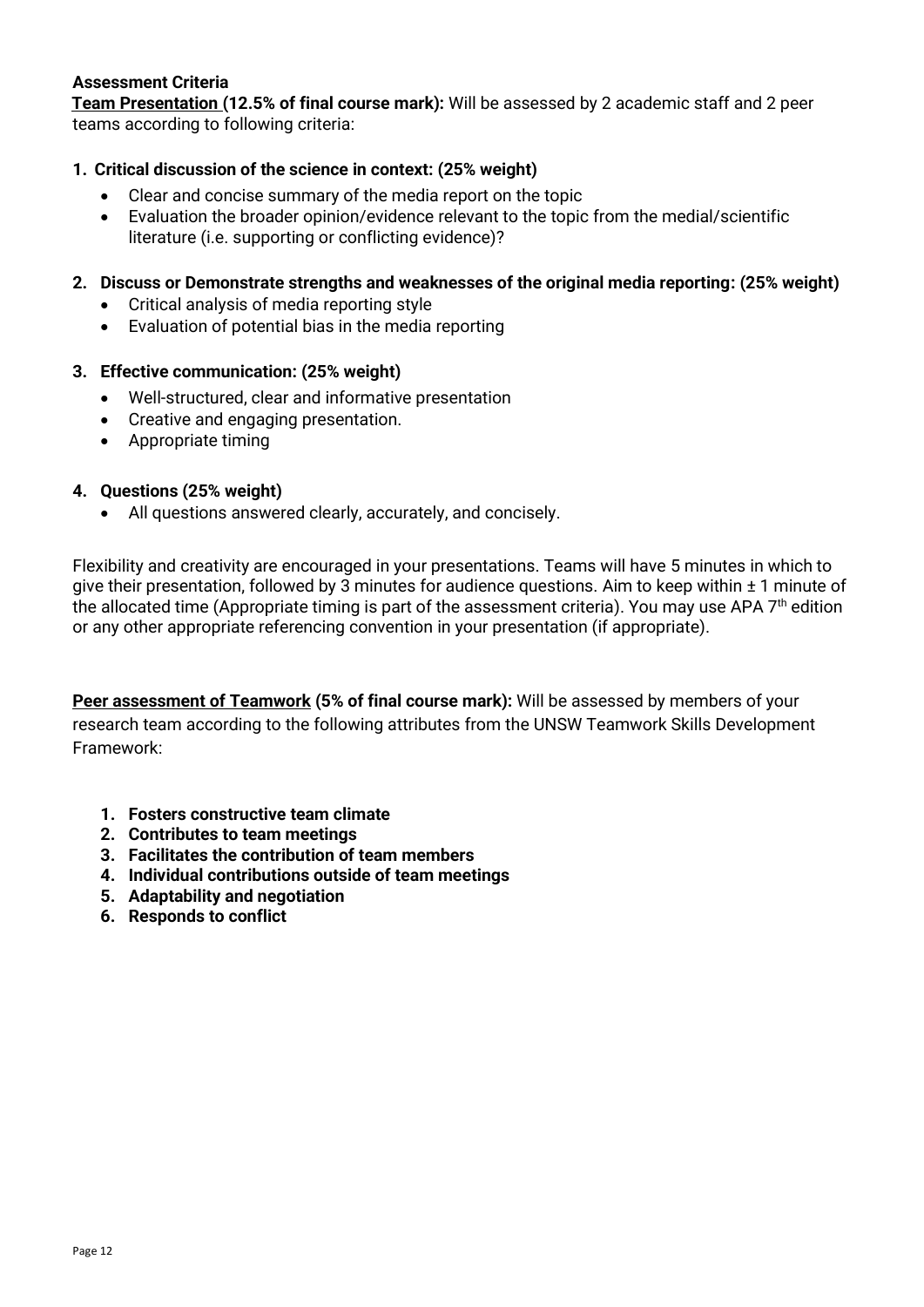**Assessment Criteria**

**Team Presentation (12.5% of final course mark):** Will be assessed by 2 academic staff and 2 peer teams according to following criteria:

1. **Critical discussion of the science in context: (25% weight)**
   - Clear and concise summary of the media report on the topic
   - Evaluation the broader opinion/evidence relevant to the topic from the medial/scientific literature (i.e. supporting or conflicting evidence)?

2. **Discuss or Demonstrate strengths and weaknesses of the original media reporting: (25% weight)**
   - Critical analysis of media reporting style
   - Evaluation of potential bias in the media reporting

3. **Effective communication: (25% weight)**
   - Well-structured, clear and informative presentation
   - Creative and engaging presentation.
   - Appropriate timing

4. **Questions (25% weight)**
   - All questions answered clearly, accurately, and concisely.

Flexibility and creativity are encouraged in your presentations. Teams will have 5 minutes in which to give their presentation, followed by 3 minutes for audience questions. Aim to keep within ± 1 minute of the allocated time (Appropriate timing is part of the assessment criteria). You may use APA 7$^{th}$ edition or any other appropriate referencing convention in your presentation (if appropriate).

**Peer assessment of Teamwork (5% of final course mark):** Will be assessed by members of your research team according to the following attributes from the UNSW Teamwork Skills Development Framework:

1. **Fosters constructive team climate**
2. **Contributes to team meetings**
3. **Facilitates the contribution of team members**
4. **Individual contributions outside of team meetings**
5. **Adaptability and negotiation**
6. **Responds to conflict**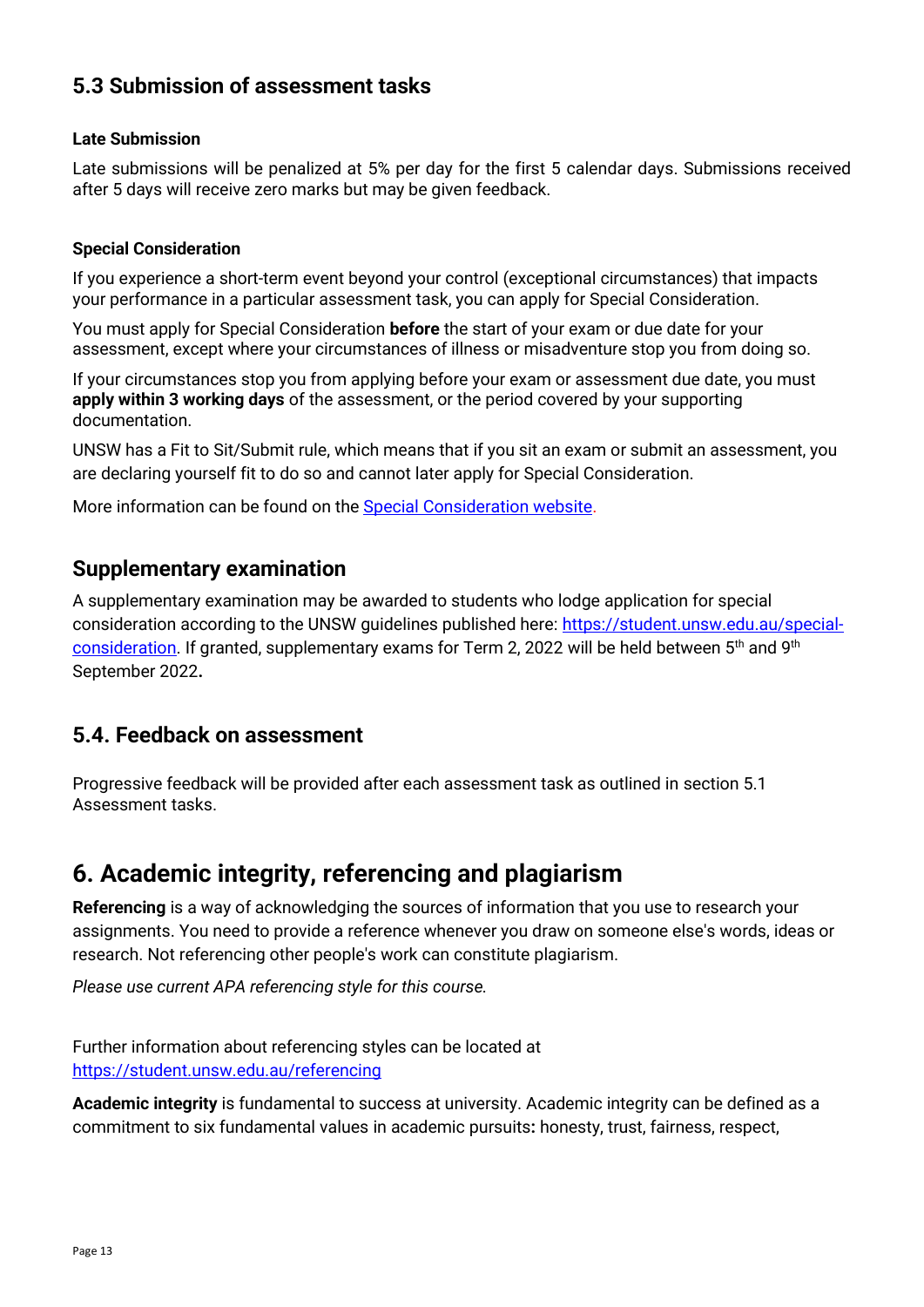## 5.3 Submission of assessment tasks

#### Late Submission

Late submissions will be penalized at 5% per day for the first 5 calendar days. Submissions received after 5 days will receive zero marks but may be given feedback.

#### Special Consideration

If you experience a short-term event beyond your control (exceptional circumstances) that impacts your performance in a particular assessment task, you can apply for Special Consideration.

You must apply for Special Consideration **before** the start of your exam or due date for your assessment, except where your circumstances of illness or misadventure stop you from doing so.

If your circumstances stop you from applying before your exam or assessment due date, you must **apply within 3 working days** of the assessment, or the period covered by your supporting documentation.

UNSW has a Fit to Sit/Submit rule, which means that if you sit an exam or submit an assessment, you are declaring yourself fit to do so and cannot later apply for Special Consideration.

More information can be found on the [Special Consideration website](https://student.unsw.edu.au/special-consideration).

## Supplementary examination

A supplementary examination may be awarded to students who lodge application for special consideration according to the UNSW guidelines published here: [https://student.unsw.edu.au/special-consideration](https://student.unsw.edu.au/special-consideration). If granted, supplementary exams for Term 2, 2022 will be held between 5th and 9th September 2022**.**

## 5.4. Feedback on assessment

Progressive feedback will be provided after each assessment task as outlined in section 5.1 Assessment tasks.

# 6. Academic integrity, referencing and plagiarism

**Referencing** is a way of acknowledging the sources of information that you use to research your assignments. You need to provide a reference whenever you draw on someone else's words, ideas or research. Not referencing other people's work can constitute plagiarism.

*Please use current APA referencing style for this course.*

Further information about referencing styles can be located at [https://student.unsw.edu.au/referencing](https://student.unsw.edu.au/referencing)

**Academic integrity** is fundamental to success at university. Academic integrity can be defined as a commitment to six fundamental values in academic pursuits**:** honesty, trust, fairness, respect,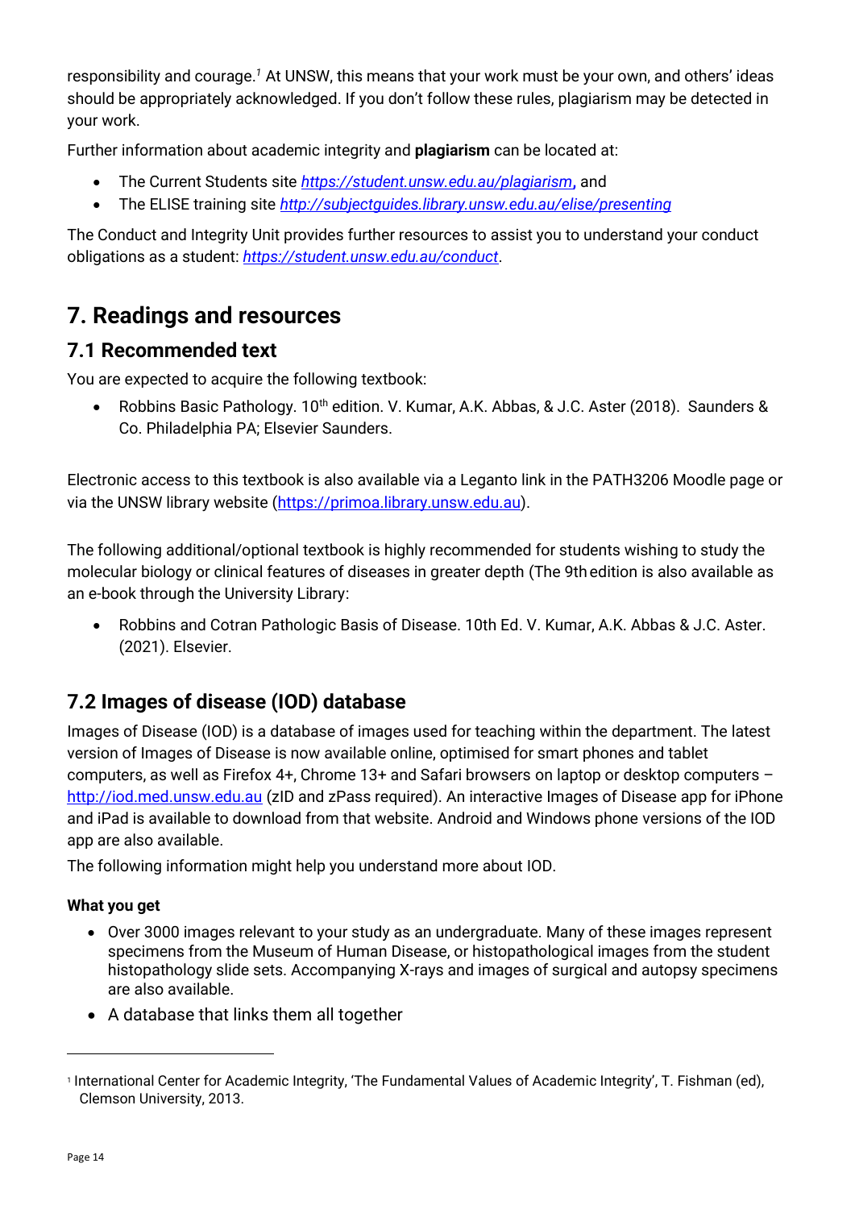responsibility and courage.[1] At UNSW, this means that your work must be your own, and others' ideas should be appropriately acknowledged. If you don't follow these rules, plagiarism may be detected in your work.

Further information about academic integrity and **plagiarism** can be located at:

- The Current Students site *https://student.unsw.edu.au/plagiarism*, and
- The ELISE training site *http://subjectguides.library.unsw.edu.au/elise/presenting*

The Conduct and Integrity Unit provides further resources to assist you to understand your conduct obligations as a student: *https://student.unsw.edu.au/conduct*.

# 7. Readings and resources

## 7.1 Recommended text

You are expected to acquire the following textbook:

- Robbins Basic Pathology. 10th edition. V. Kumar, A.K. Abbas, & J.C. Aster (2018). Saunders & Co. Philadelphia PA; Elsevier Saunders.

Electronic access to this textbook is also available via a Leganto link in the PATH3206 Moodle page or via the UNSW library website (https://primoa.library.unsw.edu.au).

The following additional/optional textbook is highly recommended for students wishing to study the molecular biology or clinical features of diseases in greater depth (The 9th edition is also available as an e-book through the University Library:

- Robbins and Cotran Pathologic Basis of Disease. 10th Ed. V. Kumar, A.K. Abbas & J.C. Aster. (2021). Elsevier.

## 7.2 Images of disease (IOD) database

Images of Disease (IOD) is a database of images used for teaching within the department. The latest version of Images of Disease is now available online, optimised for smart phones and tablet computers, as well as Firefox 4+, Chrome 13+ and Safari browsers on laptop or desktop computers – http://iod.med.unsw.edu.au (zID and zPass required). An interactive Images of Disease app for iPhone and iPad is available to download from that website. Android and Windows phone versions of the IOD app are also available.

The following information might help you understand more about IOD.

**What you get**

- Over 3000 images relevant to your study as an undergraduate. Many of these images represent specimens from the Museum of Human Disease, or histopathological images from the student histopathology slide sets. Accompanying X-rays and images of surgical and autopsy specimens are also available.
- A database that links them all together

---

[1] International Center for Academic Integrity, 'The Fundamental Values of Academic Integrity', T. Fishman (ed), Clemson University, 2013.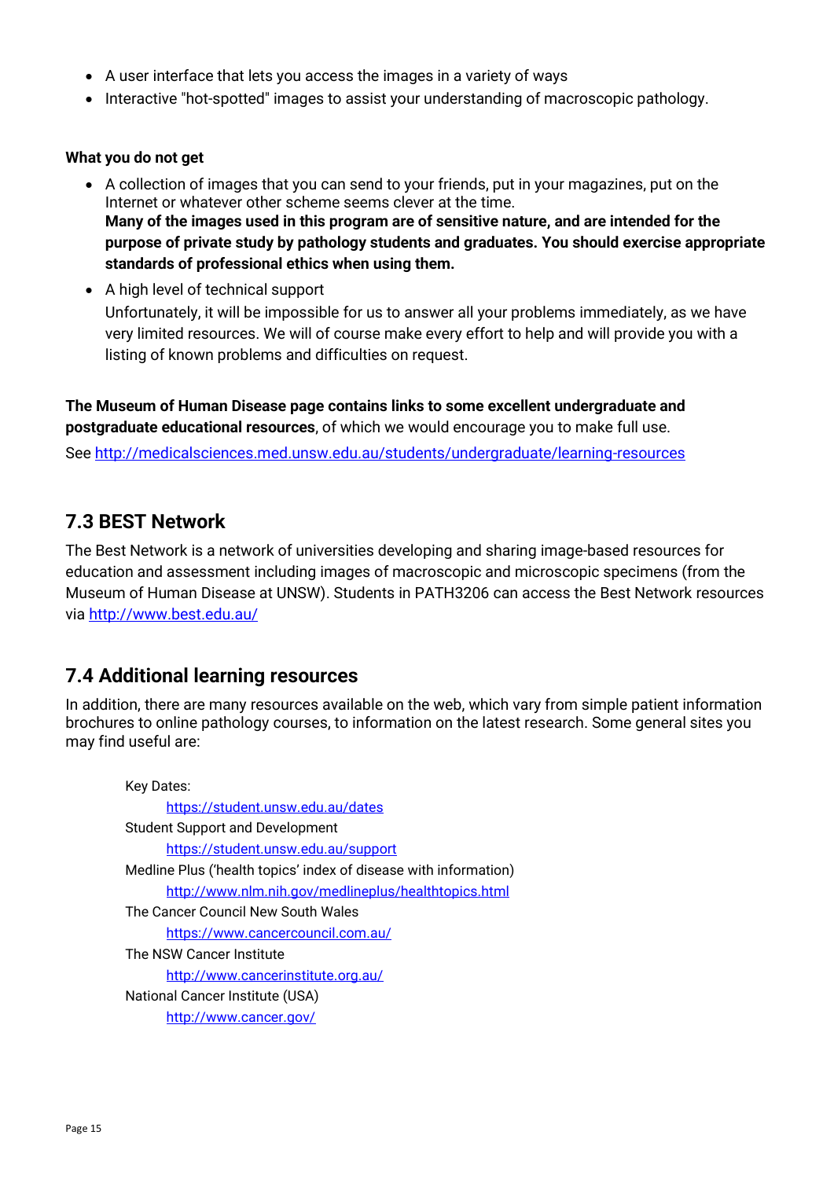- A user interface that lets you access the images in a variety of ways
- Interactive "hot-spotted" images to assist your understanding of macroscopic pathology.

**What you do not get**

- A collection of images that you can send to your friends, put in your magazines, put on the Internet or whatever other scheme seems clever at the time.
  **Many of the images used in this program are of sensitive nature, and are intended for the purpose of private study by pathology students and graduates. You should exercise appropriate standards of professional ethics when using them.**
- A high level of technical support
  Unfortunately, it will be impossible for us to answer all your problems immediately, as we have very limited resources. We will of course make every effort to help and will provide you with a listing of known problems and difficulties on request.

**The Museum of Human Disease page contains links to some excellent undergraduate and postgraduate educational resources**, of which we would encourage you to make full use.

See http://medicalsciences.med.unsw.edu.au/students/undergraduate/learning-resources

## 7.3 BEST Network

The Best Network is a network of universities developing and sharing image-based resources for education and assessment including images of macroscopic and microscopic specimens (from the Museum of Human Disease at UNSW). Students in PATH3206 can access the Best Network resources via http://www.best.edu.au/

## 7.4 Additional learning resources

In addition, there are many resources available on the web, which vary from simple patient information brochures to online pathology courses, to information on the latest research. Some general sites you may find useful are:

Key Dates:
  https://student.unsw.edu.au/dates

Student Support and Development
  https://student.unsw.edu.au/support

Medline Plus ('health topics' index of disease with information)
  http://www.nlm.nih.gov/medlineplus/healthtopics.html

The Cancer Council New South Wales
  https://www.cancercouncil.com.au/

The NSW Cancer Institute
  http://www.cancerinstitute.org.au/

National Cancer Institute (USA)
  http://www.cancer.gov/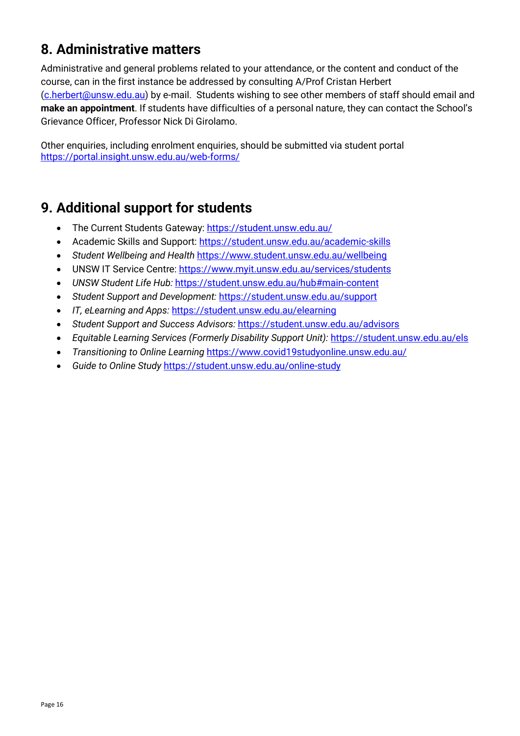## 8. Administrative matters

Administrative and general problems related to your attendance, or the content and conduct of the course, can in the first instance be addressed by consulting A/Prof Cristan Herbert (c.herbert@unsw.edu.au) by e-mail. Students wishing to see other members of staff should email and **make an appointment**. If students have difficulties of a personal nature, they can contact the School's Grievance Officer, Professor Nick Di Girolamo.

Other enquiries, including enrolment enquiries, should be submitted via student portal https://portal.insight.unsw.edu.au/web-forms/

## 9. Additional support for students

- The Current Students Gateway: https://student.unsw.edu.au/
- Academic Skills and Support: https://student.unsw.edu.au/academic-skills
- *Student Wellbeing and Health* https://www.student.unsw.edu.au/wellbeing
- UNSW IT Service Centre: https://www.myit.unsw.edu.au/services/students
- *UNSW Student Life Hub:* https://student.unsw.edu.au/hub#main-content
- *Student Support and Development:* https://student.unsw.edu.au/support
- *IT, eLearning and Apps:* https://student.unsw.edu.au/elearning
- *Student Support and Success Advisors:* https://student.unsw.edu.au/advisors
- *Equitable Learning Services (Formerly Disability Support Unit):* https://student.unsw.edu.au/els
- *Transitioning to Online Learning* https://www.covid19studyonline.unsw.edu.au/
- *Guide to Online Study* https://student.unsw.edu.au/online-study